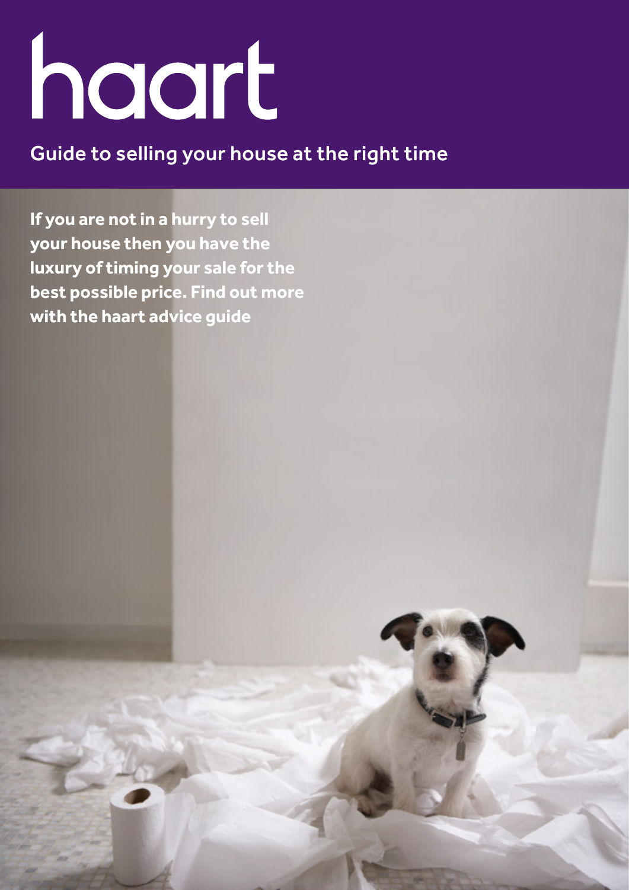# haart

## Guide to selling your house at the right time

**If you are not in a hurry to sell your house then you have the luxury of timing your sale for the best possible price. Find out more with the haart advice guide**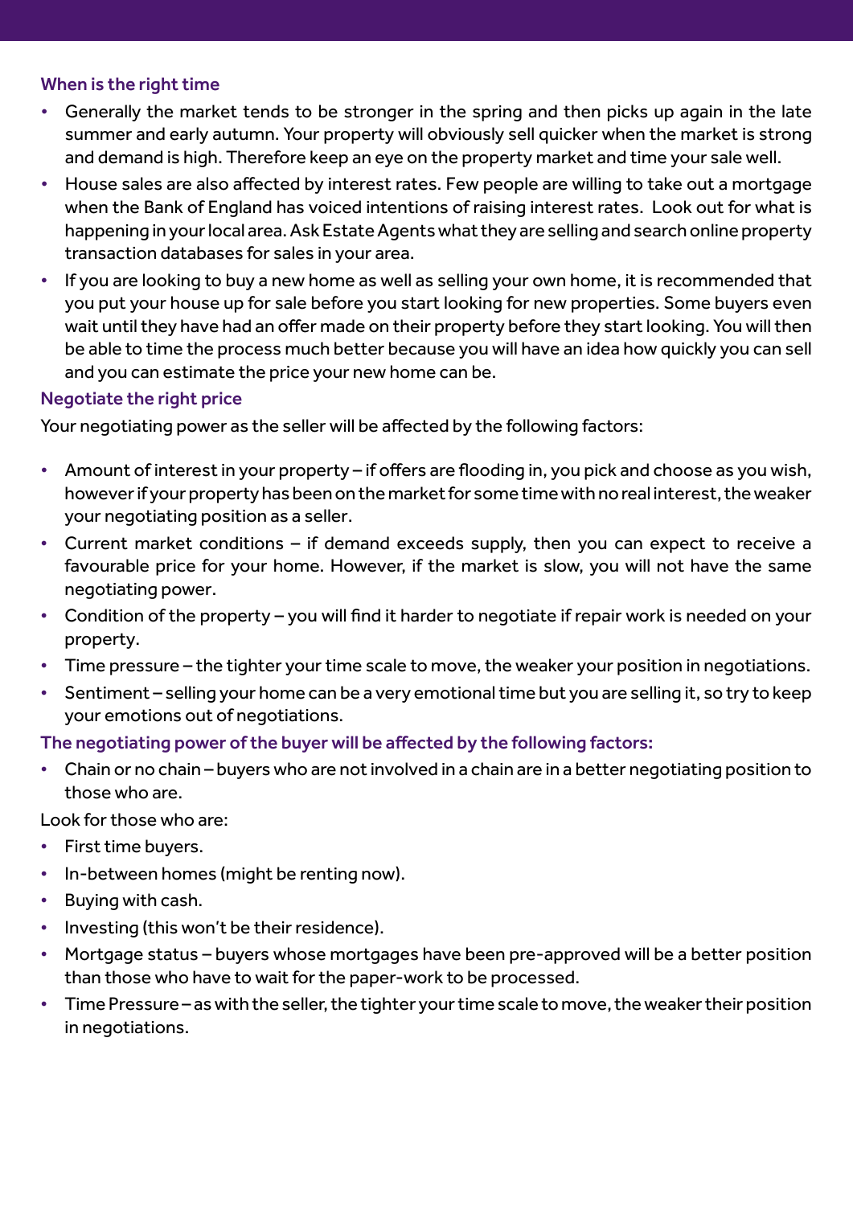## When is the right time

- Generally the market tends to be stronger in the spring and then picks up again in the late summer and early autumn. Your property will obviously sell quicker when the market is strong and demand is high. Therefore keep an eye on the property market and time your sale well.
- House sales are also affected by interest rates. Few people are willing to take out a mortgage when the Bank of England has voiced intentions of raising interest rates. Look out for what is happening in your local area. Ask Estate Agents what they are selling and search online property transaction databases for sales in your area.
- If you are looking to buy a new home as well as selling your own home, it is recommended that you put your house up for sale before you start looking for new properties. Some buyers even wait until they have had an offer made on their property before they start looking. You will then be able to time the process much better because you will have an idea how quickly you can sell and you can estimate the price your new home can be.

## Negotiate the right price

Your negotiating power as the seller will be affected by the following factors:

- Amount of interest in your property – if offers are flooding in, you pick and choose as you wish, however if your property has been on the market for some time with no real interest, the weaker your negotiating position as a seller.
- Current market conditions – if demand exceeds supply, then you can expect to receive a favourable price for your home. However, if the market is slow, you will not have the same negotiating power.
- Condition of the property – you will find it harder to negotiate if repair work is needed on your property.
- Time pressure – the tighter your time scale to move, the weaker your position in negotiations.
- Sentiment – selling your home can be a very emotional time but you are selling it, so try to keep your emotions out of negotiations.

## The negotiating power of the buyer will be affected by the following factors:

- Chain or no chain – buyers who are not involved in a chain are in a better negotiating position to those who are.

Look for those who are:

- First time buyers.
- In-between homes (might be renting now).
- Buying with cash.
- Investing (this won't be their residence).
- Mortgage status – buyers whose mortgages have been pre-approved will be a better position than those who have to wait for the paper-work to be processed.
- Time Pressure – as with the seller, the tighter your time scale to move, the weaker their position in negotiations.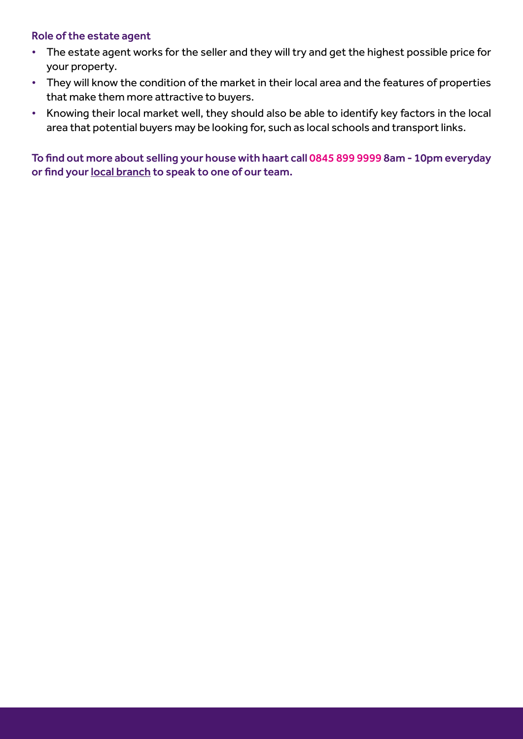### Role of the estate agent

- The estate agent works for the seller and they will try and get the highest possible price for your property.
- They will know the condition of the market in their local area and the features of properties that make them more attractive to buyers.
- Knowing their local market well, they should also be able to identify key factors in the local area that potential buyers may be looking for, such as local schools and transport links.

**To find out more about selling your house with haart call 0845 899 9999 8am - 10pm everyday or find your local branch to speak to one of our team.**